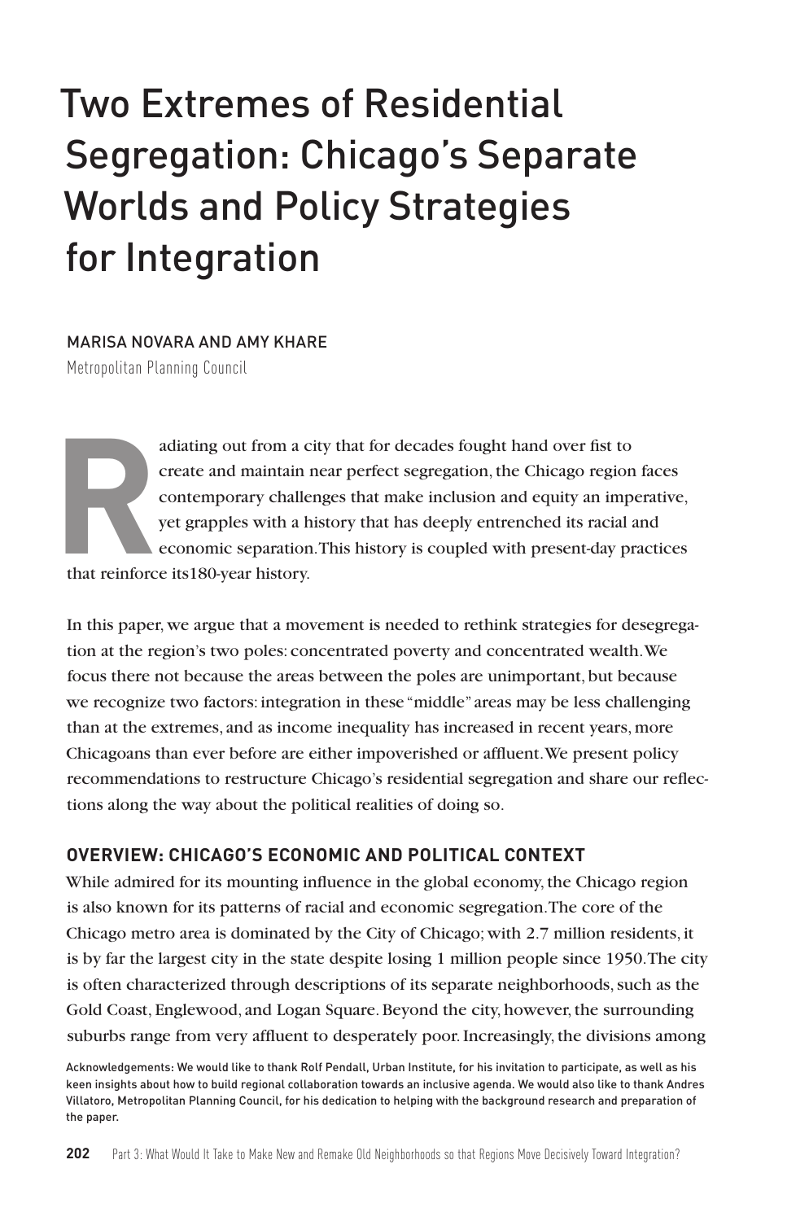# Two Extremes of Residential Segregation: Chicago's Separate Worlds and Policy Strategies for Integration

MARISA NOVARA AND AMY KHARE

Metropolitan Planning Council

Radiating out from a city that for decades fought hand over fist to create and maintain near perfect segregation, the Chicago region faces contemporary challenges that make inclusion and equity an imperative, yet grapples with a history that has deeply entrenched its racial and economic separation. This history is coupled with present-day practices that reinforce its180-year history.

In this paper, we argue that a movement is needed to rethink strategies for desegregation at the region's two poles: concentrated poverty and concentrated wealth. We focus there not because the areas between the poles are unimportant, but because we recognize two factors: integration in these "middle" areas may be less challenging than at the extremes, and as income inequality has increased in recent years, more Chicagoans than ever before are either impoverished or affluent. We present policy recommendations to restructure Chicago's residential segregation and share our reflections along the way about the political realities of doing so.

## OVERVIEW: CHICAGO'S ECONOMIC AND POLITICAL CONTEXT

While admired for its mounting influence in the global economy, the Chicago region is also known for its patterns of racial and economic segregation. The core of the Chicago metro area is dominated by the City of Chicago; with 2.7 million residents, it is by far the largest city in the state despite losing 1 million people since 1950. The city is often characterized through descriptions of its separate neighborhoods, such as the Gold Coast, Englewood, and Logan Square. Beyond the city, however, the surrounding suburbs range from very affluent to desperately poor. Increasingly, the divisions among

Acknowledgements: We would like to thank Rolf Pendall, Urban Institute, for his invitation to participate, as well as his keen insights about how to build regional collaboration towards an inclusive agenda. We would also like to thank Andres Villatoro, Metropolitan Planning Council, for his dedication to helping with the background research and preparation of the paper.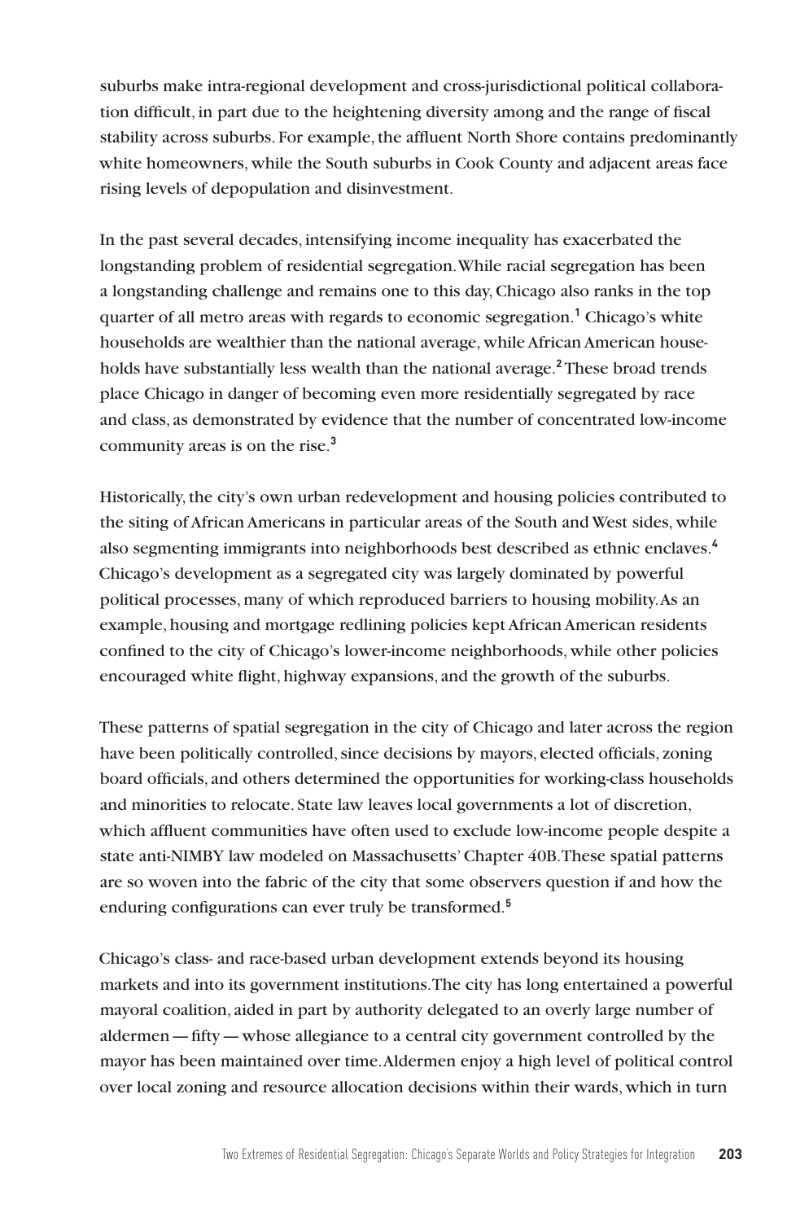suburbs make intra-regional development and cross-jurisdictional political collaboration difficult, in part due to the heightening diversity among and the range of fiscal stability across suburbs. For example, the affluent North Shore contains predominantly white homeowners, while the South suburbs in Cook County and adjacent areas face rising levels of depopulation and disinvestment.

In the past several decades, intensifying income inequality has exacerbated the longstanding problem of residential segregation. While racial segregation has been a longstanding challenge and remains one to this day, Chicago also ranks in the top quarter of all metro areas with regards to economic segregation.[1] Chicago's white households are wealthier than the national average, while African American households have substantially less wealth than the national average.[2] These broad trends place Chicago in danger of becoming even more residentially segregated by race and class, as demonstrated by evidence that the number of concentrated low-income community areas is on the rise.[3]

Historically, the city's own urban redevelopment and housing policies contributed to the siting of African Americans in particular areas of the South and West sides, while also segmenting immigrants into neighborhoods best described as ethnic enclaves.[4] Chicago's development as a segregated city was largely dominated by powerful political processes, many of which reproduced barriers to housing mobility. As an example, housing and mortgage redlining policies kept African American residents confined to the city of Chicago's lower-income neighborhoods, while other policies encouraged white flight, highway expansions, and the growth of the suburbs.

These patterns of spatial segregation in the city of Chicago and later across the region have been politically controlled, since decisions by mayors, elected officials, zoning board officials, and others determined the opportunities for working-class households and minorities to relocate. State law leaves local governments a lot of discretion, which affluent communities have often used to exclude low-income people despite a state anti-NIMBY law modeled on Massachusetts' Chapter 40B. These spatial patterns are so woven into the fabric of the city that some observers question if and how the enduring configurations can ever truly be transformed.[5]

Chicago's class- and race-based urban development extends beyond its housing markets and into its government institutions. The city has long entertained a powerful mayoral coalition, aided in part by authority delegated to an overly large number of aldermen — fifty — whose allegiance to a central city government controlled by the mayor has been maintained over time. Aldermen enjoy a high level of political control over local zoning and resource allocation decisions within their wards, which in turn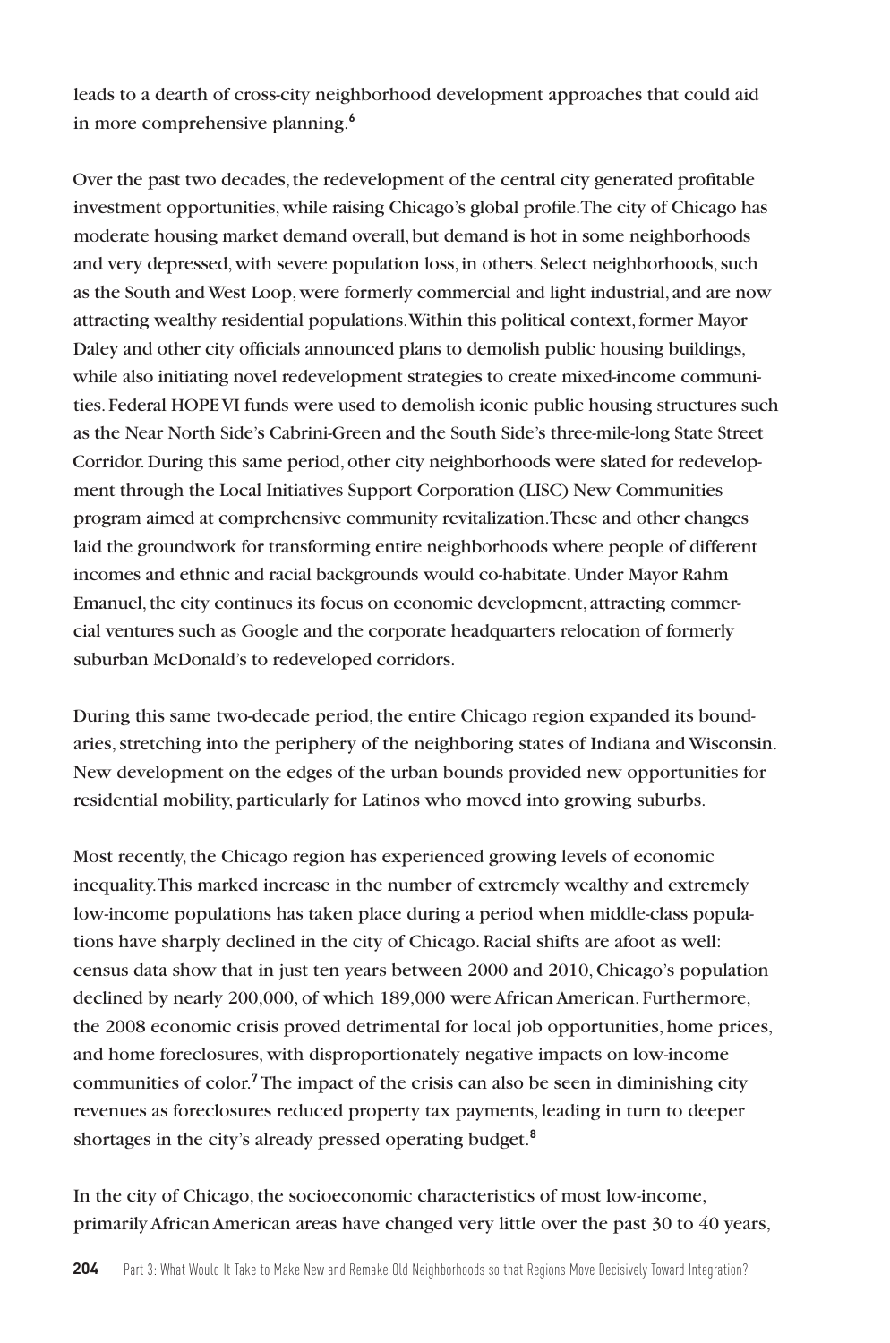leads to a dearth of cross-city neighborhood development approaches that could aid in more comprehensive planning.[6]

Over the past two decades, the redevelopment of the central city generated profitable investment opportunities, while raising Chicago's global profile. The city of Chicago has moderate housing market demand overall, but demand is hot in some neighborhoods and very depressed, with severe population loss, in others. Select neighborhoods, such as the South and West Loop, were formerly commercial and light industrial, and are now attracting wealthy residential populations. Within this political context, former Mayor Daley and other city officials announced plans to demolish public housing buildings, while also initiating novel redevelopment strategies to create mixed-income communities. Federal HOPE VI funds were used to demolish iconic public housing structures such as the Near North Side's Cabrini-Green and the South Side's three-mile-long State Street Corridor. During this same period, other city neighborhoods were slated for redevelopment through the Local Initiatives Support Corporation (LISC) New Communities program aimed at comprehensive community revitalization. These and other changes laid the groundwork for transforming entire neighborhoods where people of different incomes and ethnic and racial backgrounds would co-habitate. Under Mayor Rahm Emanuel, the city continues its focus on economic development, attracting commercial ventures such as Google and the corporate headquarters relocation of formerly suburban McDonald's to redeveloped corridors.

During this same two-decade period, the entire Chicago region expanded its boundaries, stretching into the periphery of the neighboring states of Indiana and Wisconsin. New development on the edges of the urban bounds provided new opportunities for residential mobility, particularly for Latinos who moved into growing suburbs.

Most recently, the Chicago region has experienced growing levels of economic inequality. This marked increase in the number of extremely wealthy and extremely low-income populations has taken place during a period when middle-class populations have sharply declined in the city of Chicago. Racial shifts are afoot as well: census data show that in just ten years between 2000 and 2010, Chicago's population declined by nearly 200,000, of which 189,000 were African American. Furthermore, the 2008 economic crisis proved detrimental for local job opportunities, home prices, and home foreclosures, with disproportionately negative impacts on low-income communities of color.[7] The impact of the crisis can also be seen in diminishing city revenues as foreclosures reduced property tax payments, leading in turn to deeper shortages in the city's already pressed operating budget.[8]

In the city of Chicago, the socioeconomic characteristics of most low-income, primarily African American areas have changed very little over the past 30 to 40 years,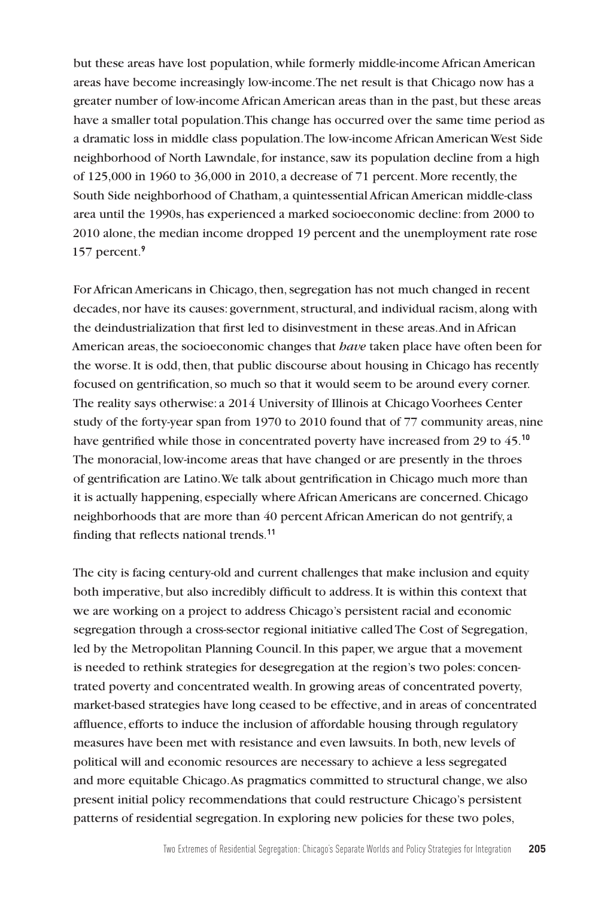but these areas have lost population, while formerly middle-income African American areas have become increasingly low-income. The net result is that Chicago now has a greater number of low-income African American areas than in the past, but these areas have a smaller total population. This change has occurred over the same time period as a dramatic loss in middle class population. The low-income African American West Side neighborhood of North Lawndale, for instance, saw its population decline from a high of 125,000 in 1960 to 36,000 in 2010, a decrease of 71 percent. More recently, the South Side neighborhood of Chatham, a quintessential African American middle-class area until the 1990s, has experienced a marked socioeconomic decline: from 2000 to 2010 alone, the median income dropped 19 percent and the unemployment rate rose 157 percent.[9]

For African Americans in Chicago, then, segregation has not much changed in recent decades, nor have its causes: government, structural, and individual racism, along with the deindustrialization that first led to disinvestment in these areas. And in African American areas, the socioeconomic changes that *have* taken place have often been for the worse. It is odd, then, that public discourse about housing in Chicago has recently focused on gentrification, so much so that it would seem to be around every corner. The reality says otherwise: a 2014 University of Illinois at Chicago Voorhees Center study of the forty-year span from 1970 to 2010 found that of 77 community areas, nine have gentrified while those in concentrated poverty have increased from 29 to 45.[10] The monoracial, low-income areas that have changed or are presently in the throes of gentrification are Latino. We talk about gentrification in Chicago much more than it is actually happening, especially where African Americans are concerned. Chicago neighborhoods that are more than 40 percent African American do not gentrify, a finding that reflects national trends.[11]

The city is facing century-old and current challenges that make inclusion and equity both imperative, but also incredibly difficult to address. It is within this context that we are working on a project to address Chicago's persistent racial and economic segregation through a cross-sector regional initiative called The Cost of Segregation, led by the Metropolitan Planning Council. In this paper, we argue that a movement is needed to rethink strategies for desegregation at the region's two poles: concentrated poverty and concentrated wealth. In growing areas of concentrated poverty, market-based strategies have long ceased to be effective, and in areas of concentrated affluence, efforts to induce the inclusion of affordable housing through regulatory measures have been met with resistance and even lawsuits. In both, new levels of political will and economic resources are necessary to achieve a less segregated and more equitable Chicago. As pragmatics committed to structural change, we also present initial policy recommendations that could restructure Chicago's persistent patterns of residential segregation. In exploring new policies for these two poles,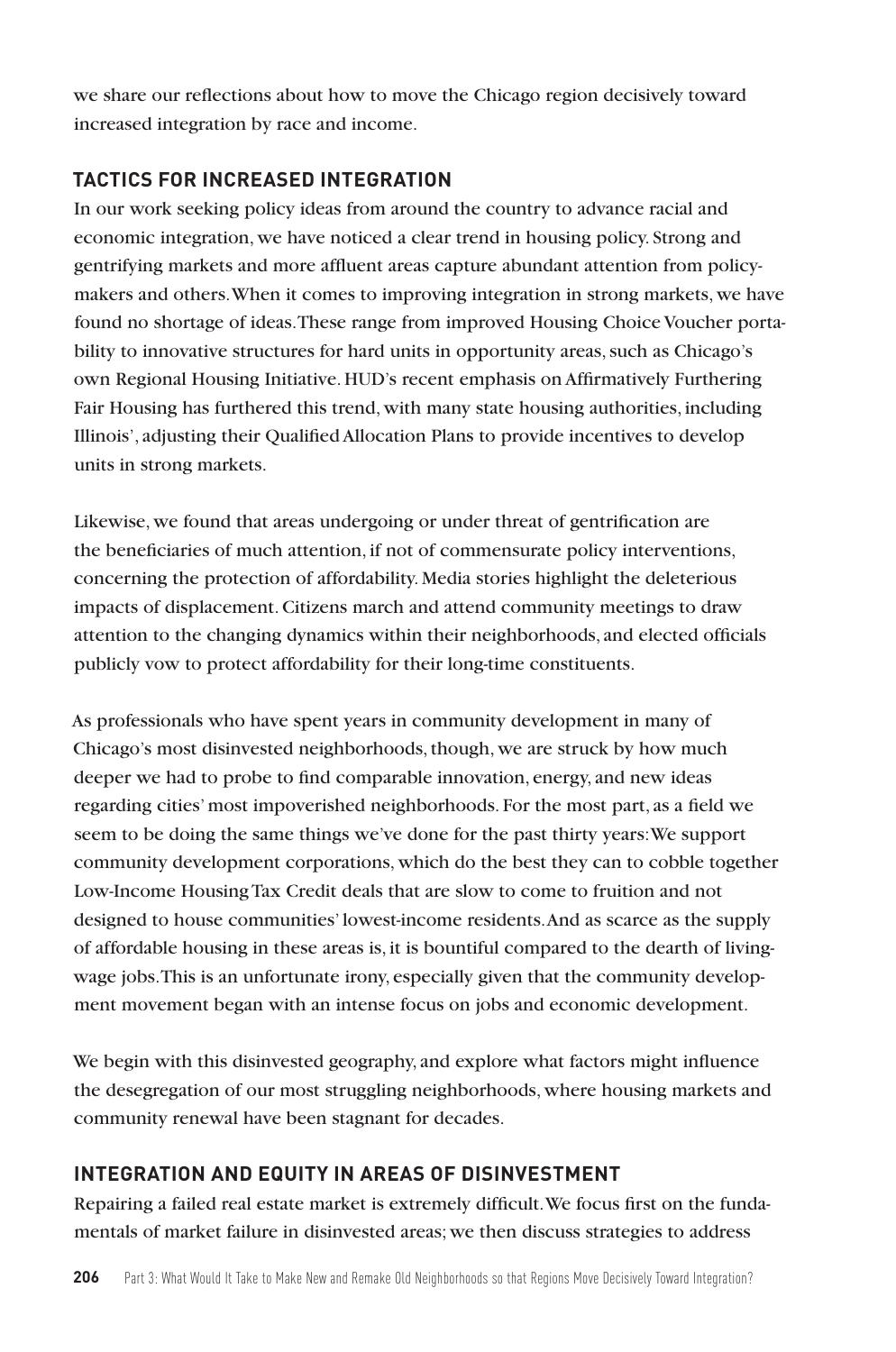we share our reflections about how to move the Chicago region decisively toward increased integration by race and income.

## TACTICS FOR INCREASED INTEGRATION

In our work seeking policy ideas from around the country to advance racial and economic integration, we have noticed a clear trend in housing policy. Strong and gentrifying markets and more affluent areas capture abundant attention from policymakers and others. When it comes to improving integration in strong markets, we have found no shortage of ideas. These range from improved Housing Choice Voucher portability to innovative structures for hard units in opportunity areas, such as Chicago's own Regional Housing Initiative. HUD's recent emphasis on Affirmatively Furthering Fair Housing has furthered this trend, with many state housing authorities, including Illinois', adjusting their Qualified Allocation Plans to provide incentives to develop units in strong markets.

Likewise, we found that areas undergoing or under threat of gentrification are the beneficiaries of much attention, if not of commensurate policy interventions, concerning the protection of affordability. Media stories highlight the deleterious impacts of displacement. Citizens march and attend community meetings to draw attention to the changing dynamics within their neighborhoods, and elected officials publicly vow to protect affordability for their long-time constituents.

As professionals who have spent years in community development in many of Chicago's most disinvested neighborhoods, though, we are struck by how much deeper we had to probe to find comparable innovation, energy, and new ideas regarding cities' most impoverished neighborhoods. For the most part, as a field we seem to be doing the same things we've done for the past thirty years: We support community development corporations, which do the best they can to cobble together Low-Income Housing Tax Credit deals that are slow to come to fruition and not designed to house communities' lowest-income residents. And as scarce as the supply of affordable housing in these areas is, it is bountiful compared to the dearth of living-wage jobs. This is an unfortunate irony, especially given that the community development movement began with an intense focus on jobs and economic development.

We begin with this disinvested geography, and explore what factors might influence the desegregation of our most struggling neighborhoods, where housing markets and community renewal have been stagnant for decades.

## INTEGRATION AND EQUITY IN AREAS OF DISINVESTMENT

Repairing a failed real estate market is extremely difficult. We focus first on the fundamentals of market failure in disinvested areas; we then discuss strategies to address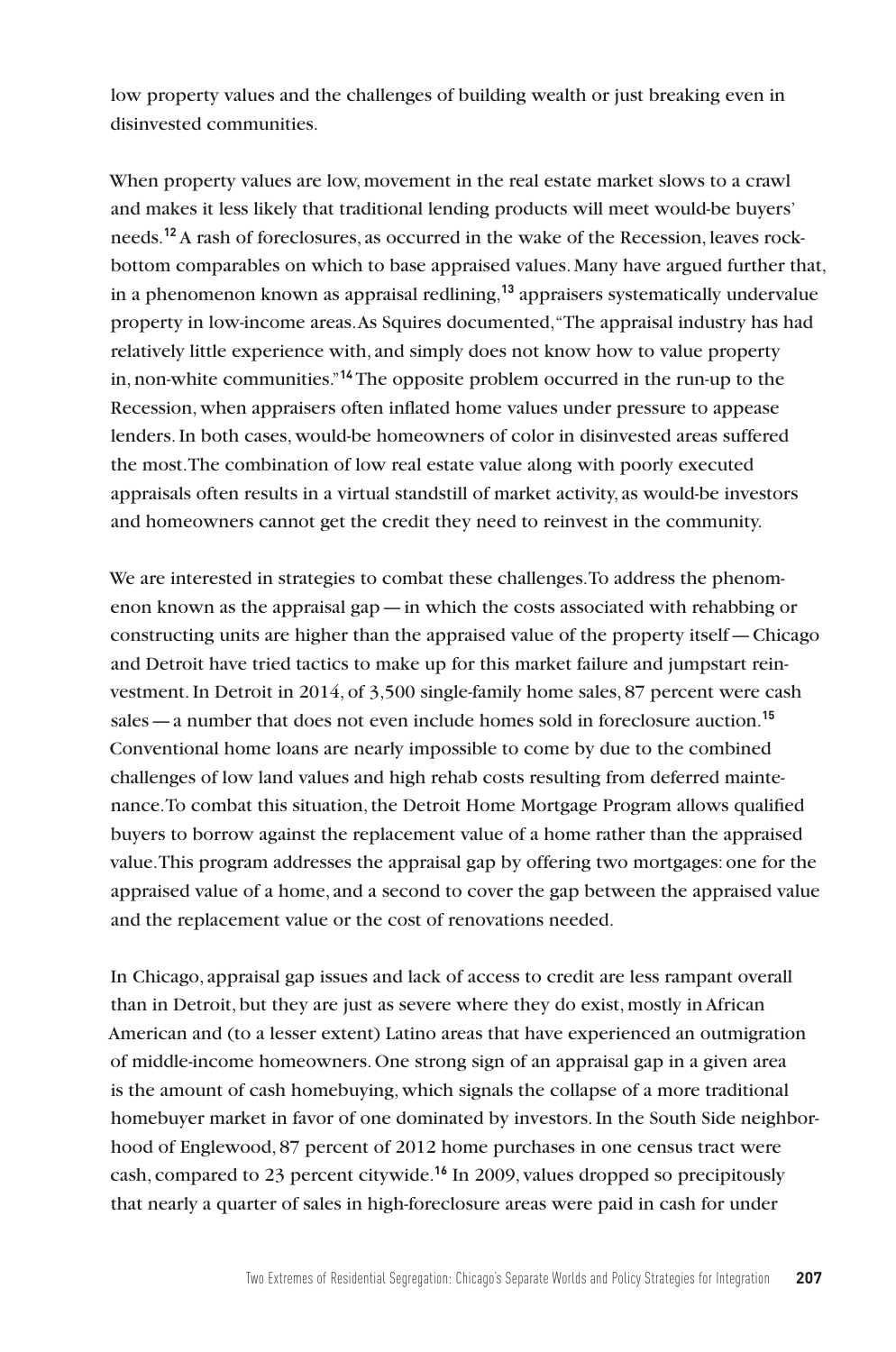low property values and the challenges of building wealth or just breaking even in disinvested communities.

When property values are low, movement in the real estate market slows to a crawl and makes it less likely that traditional lending products will meet would-be buyers' needs.[12] A rash of foreclosures, as occurred in the wake of the Recession, leaves rock-bottom comparables on which to base appraised values. Many have argued further that, in a phenomenon known as appraisal redlining,[13] appraisers systematically undervalue property in low-income areas. As Squires documented, "The appraisal industry has had relatively little experience with, and simply does not know how to value property in, non-white communities."[14] The opposite problem occurred in the run-up to the Recession, when appraisers often inflated home values under pressure to appease lenders. In both cases, would-be homeowners of color in disinvested areas suffered the most. The combination of low real estate value along with poorly executed appraisals often results in a virtual standstill of market activity, as would-be investors and homeowners cannot get the credit they need to reinvest in the community.

We are interested in strategies to combat these challenges. To address the phenomenon known as the appraisal gap — in which the costs associated with rehabbing or constructing units are higher than the appraised value of the property itself — Chicago and Detroit have tried tactics to make up for this market failure and jumpstart reinvestment. In Detroit in 2014, of 3,500 single-family home sales, 87 percent were cash sales — a number that does not even include homes sold in foreclosure auction.[15] Conventional home loans are nearly impossible to come by due to the combined challenges of low land values and high rehab costs resulting from deferred maintenance. To combat this situation, the Detroit Home Mortgage Program allows qualified buyers to borrow against the replacement value of a home rather than the appraised value. This program addresses the appraisal gap by offering two mortgages: one for the appraised value of a home, and a second to cover the gap between the appraised value and the replacement value or the cost of renovations needed.

In Chicago, appraisal gap issues and lack of access to credit are less rampant overall than in Detroit, but they are just as severe where they do exist, mostly in African American and (to a lesser extent) Latino areas that have experienced an outmigration of middle-income homeowners. One strong sign of an appraisal gap in a given area is the amount of cash homebuying, which signals the collapse of a more traditional homebuyer market in favor of one dominated by investors. In the South Side neighborhood of Englewood, 87 percent of 2012 home purchases in one census tract were cash, compared to 23 percent citywide.[16] In 2009, values dropped so precipitously that nearly a quarter of sales in high-foreclosure areas were paid in cash for under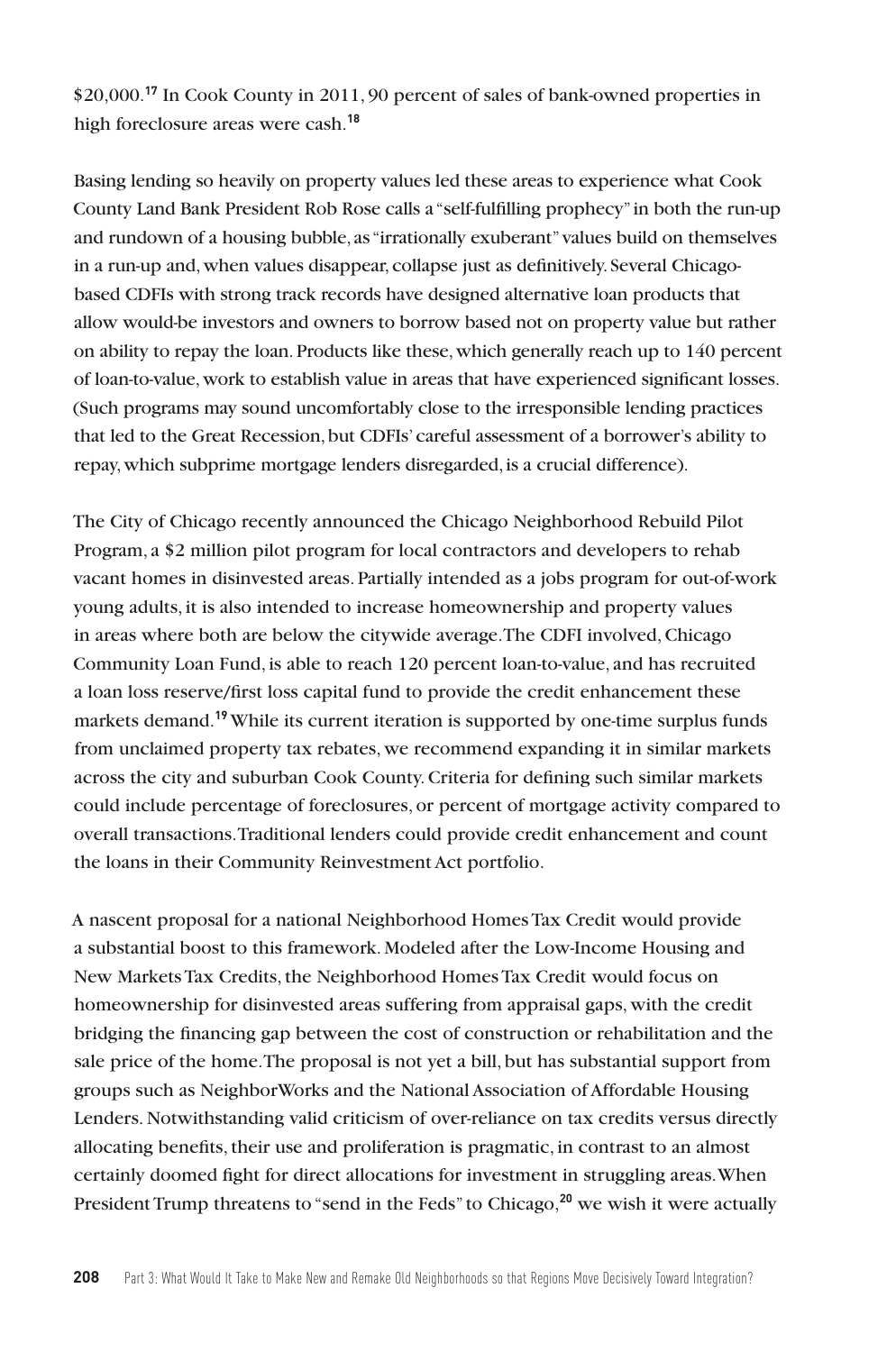$20,000.[17] In Cook County in 2011, 90 percent of sales of bank-owned properties in high foreclosure areas were cash.[18]

Basing lending so heavily on property values led these areas to experience what Cook County Land Bank President Rob Rose calls a "self-fulfilling prophecy" in both the run-up and rundown of a housing bubble, as "irrationally exuberant" values build on themselves in a run-up and, when values disappear, collapse just as definitively. Several Chicago-based CDFIs with strong track records have designed alternative loan products that allow would-be investors and owners to borrow based not on property value but rather on ability to repay the loan. Products like these, which generally reach up to 140 percent of loan-to-value, work to establish value in areas that have experienced significant losses. (Such programs may sound uncomfortably close to the irresponsible lending practices that led to the Great Recession, but CDFIs' careful assessment of a borrower's ability to repay, which subprime mortgage lenders disregarded, is a crucial difference).

The City of Chicago recently announced the Chicago Neighborhood Rebuild Pilot Program, a $2 million pilot program for local contractors and developers to rehab vacant homes in disinvested areas. Partially intended as a jobs program for out-of-work young adults, it is also intended to increase homeownership and property values in areas where both are below the citywide average. The CDFI involved, Chicago Community Loan Fund, is able to reach 120 percent loan-to-value, and has recruited a loan loss reserve/first loss capital fund to provide the credit enhancement these markets demand.[19] While its current iteration is supported by one-time surplus funds from unclaimed property tax rebates, we recommend expanding it in similar markets across the city and suburban Cook County. Criteria for defining such similar markets could include percentage of foreclosures, or percent of mortgage activity compared to overall transactions. Traditional lenders could provide credit enhancement and count the loans in their Community Reinvestment Act portfolio.

A nascent proposal for a national Neighborhood Homes Tax Credit would provide a substantial boost to this framework. Modeled after the Low-Income Housing and New Markets Tax Credits, the Neighborhood Homes Tax Credit would focus on homeownership for disinvested areas suffering from appraisal gaps, with the credit bridging the financing gap between the cost of construction or rehabilitation and the sale price of the home. The proposal is not yet a bill, but has substantial support from groups such as NeighborWorks and the National Association of Affordable Housing Lenders. Notwithstanding valid criticism of over-reliance on tax credits versus directly allocating benefits, their use and proliferation is pragmatic, in contrast to an almost certainly doomed fight for direct allocations for investment in struggling areas. When President Trump threatens to "send in the Feds" to Chicago,[20] we wish it were actually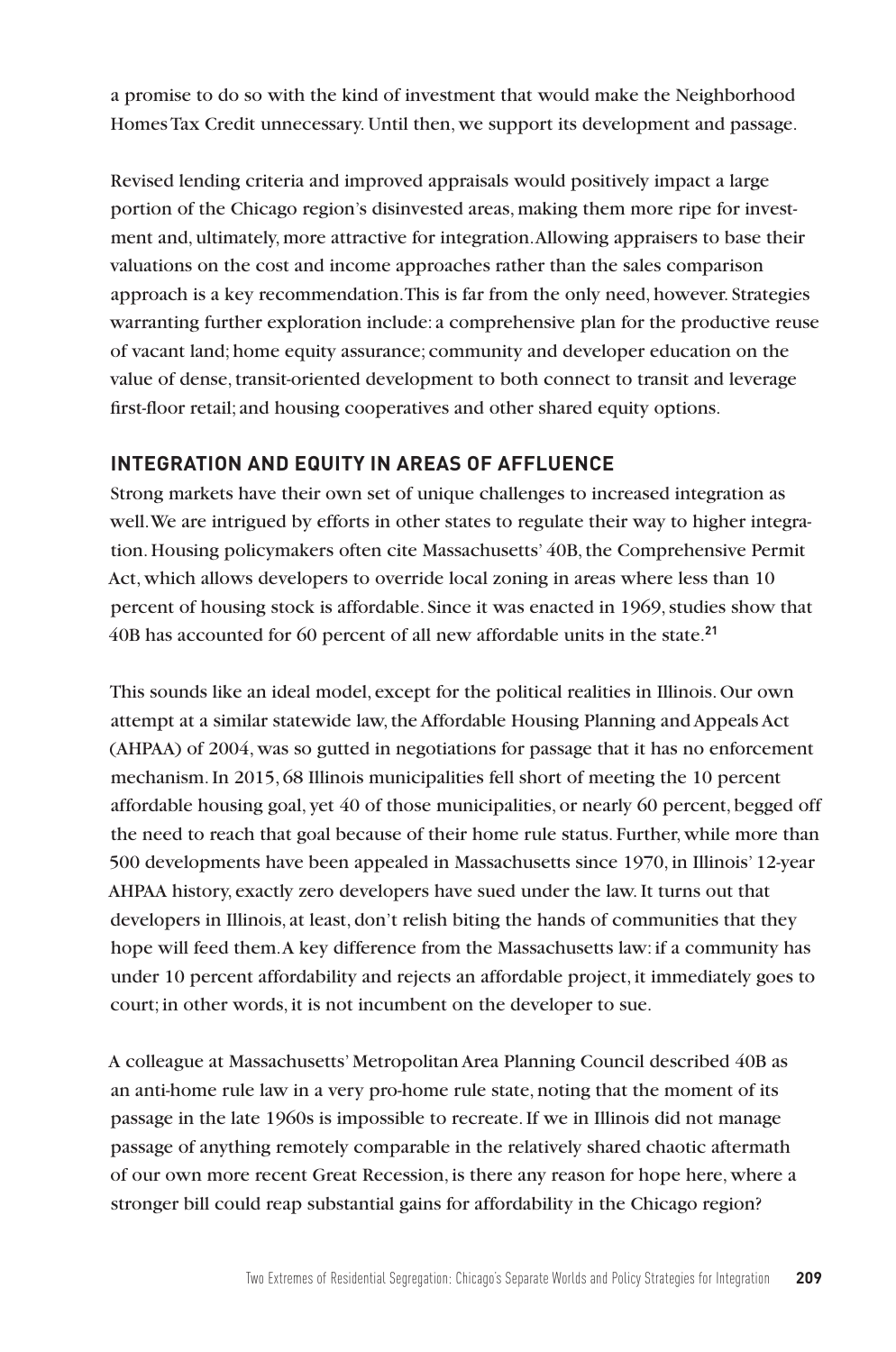a promise to do so with the kind of investment that would make the Neighborhood Homes Tax Credit unnecessary. Until then, we support its development and passage.

Revised lending criteria and improved appraisals would positively impact a large portion of the Chicago region's disinvested areas, making them more ripe for investment and, ultimately, more attractive for integration. Allowing appraisers to base their valuations on the cost and income approaches rather than the sales comparison approach is a key recommendation. This is far from the only need, however. Strategies warranting further exploration include: a comprehensive plan for the productive reuse of vacant land; home equity assurance; community and developer education on the value of dense, transit-oriented development to both connect to transit and leverage first-floor retail; and housing cooperatives and other shared equity options.

## INTEGRATION AND EQUITY IN AREAS OF AFFLUENCE

Strong markets have their own set of unique challenges to increased integration as well. We are intrigued by efforts in other states to regulate their way to higher integration. Housing policymakers often cite Massachusetts' 40B, the Comprehensive Permit Act, which allows developers to override local zoning in areas where less than 10 percent of housing stock is affordable. Since it was enacted in 1969, studies show that 40B has accounted for 60 percent of all new affordable units in the state.[21]

This sounds like an ideal model, except for the political realities in Illinois. Our own attempt at a similar statewide law, the Affordable Housing Planning and Appeals Act (AHPAA) of 2004, was so gutted in negotiations for passage that it has no enforcement mechanism. In 2015, 68 Illinois municipalities fell short of meeting the 10 percent affordable housing goal, yet 40 of those municipalities, or nearly 60 percent, begged off the need to reach that goal because of their home rule status. Further, while more than 500 developments have been appealed in Massachusetts since 1970, in Illinois' 12-year AHPAA history, exactly zero developers have sued under the law. It turns out that developers in Illinois, at least, don't relish biting the hands of communities that they hope will feed them. A key difference from the Massachusetts law: if a community has under 10 percent affordability and rejects an affordable project, it immediately goes to court; in other words, it is not incumbent on the developer to sue.

A colleague at Massachusetts' Metropolitan Area Planning Council described 40B as an anti-home rule law in a very pro-home rule state, noting that the moment of its passage in the late 1960s is impossible to recreate. If we in Illinois did not manage passage of anything remotely comparable in the relatively shared chaotic aftermath of our own more recent Great Recession, is there any reason for hope here, where a stronger bill could reap substantial gains for affordability in the Chicago region?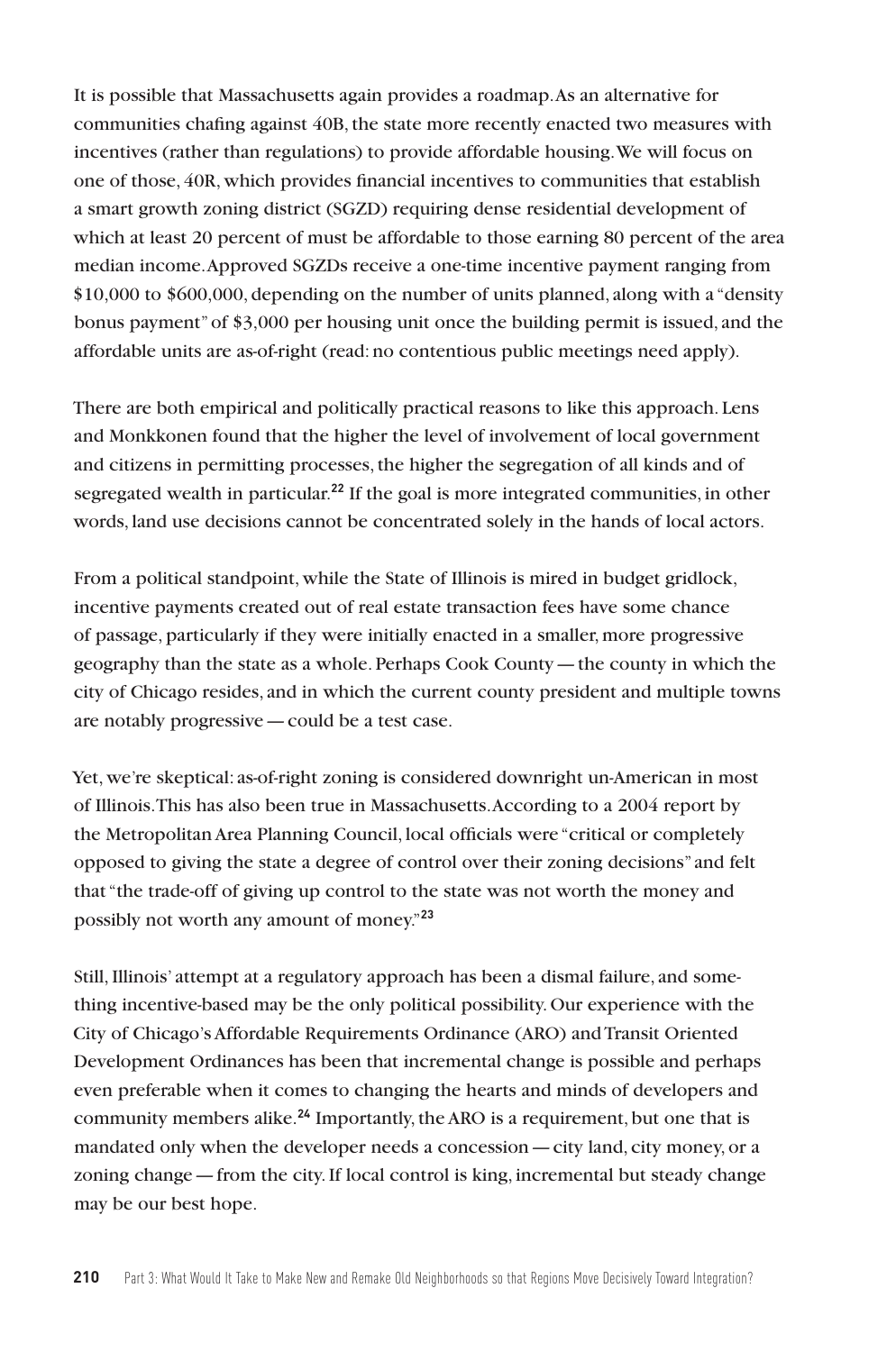It is possible that Massachusetts again provides a roadmap. As an alternative for communities chafing against 40B, the state more recently enacted two measures with incentives (rather than regulations) to provide affordable housing. We will focus on one of those, 40R, which provides financial incentives to communities that establish a smart growth zoning district (SGZD) requiring dense residential development of which at least 20 percent of must be affordable to those earning 80 percent of the area median income. Approved SGZDs receive a one-time incentive payment ranging from $10,000 to $600,000, depending on the number of units planned, along with a "density bonus payment" of $3,000 per housing unit once the building permit is issued, and the affordable units are as-of-right (read: no contentious public meetings need apply).

There are both empirical and politically practical reasons to like this approach. Lens and Monkkonen found that the higher the level of involvement of local government and citizens in permitting processes, the higher the segregation of all kinds and of segregated wealth in particular.[22] If the goal is more integrated communities, in other words, land use decisions cannot be concentrated solely in the hands of local actors.

From a political standpoint, while the State of Illinois is mired in budget gridlock, incentive payments created out of real estate transaction fees have some chance of passage, particularly if they were initially enacted in a smaller, more progressive geography than the state as a whole. Perhaps Cook County — the county in which the city of Chicago resides, and in which the current county president and multiple towns are notably progressive — could be a test case.

Yet, we're skeptical: as-of-right zoning is considered downright un-American in most of Illinois. This has also been true in Massachusetts. According to a 2004 report by the Metropolitan Area Planning Council, local officials were "critical or completely opposed to giving the state a degree of control over their zoning decisions" and felt that "the trade-off of giving up control to the state was not worth the money and possibly not worth any amount of money."[23]

Still, Illinois' attempt at a regulatory approach has been a dismal failure, and something incentive-based may be the only political possibility. Our experience with the City of Chicago's Affordable Requirements Ordinance (ARO) and Transit Oriented Development Ordinances has been that incremental change is possible and perhaps even preferable when it comes to changing the hearts and minds of developers and community members alike.[24] Importantly, the ARO is a requirement, but one that is mandated only when the developer needs a concession — city land, city money, or a zoning change — from the city. If local control is king, incremental but steady change may be our best hope.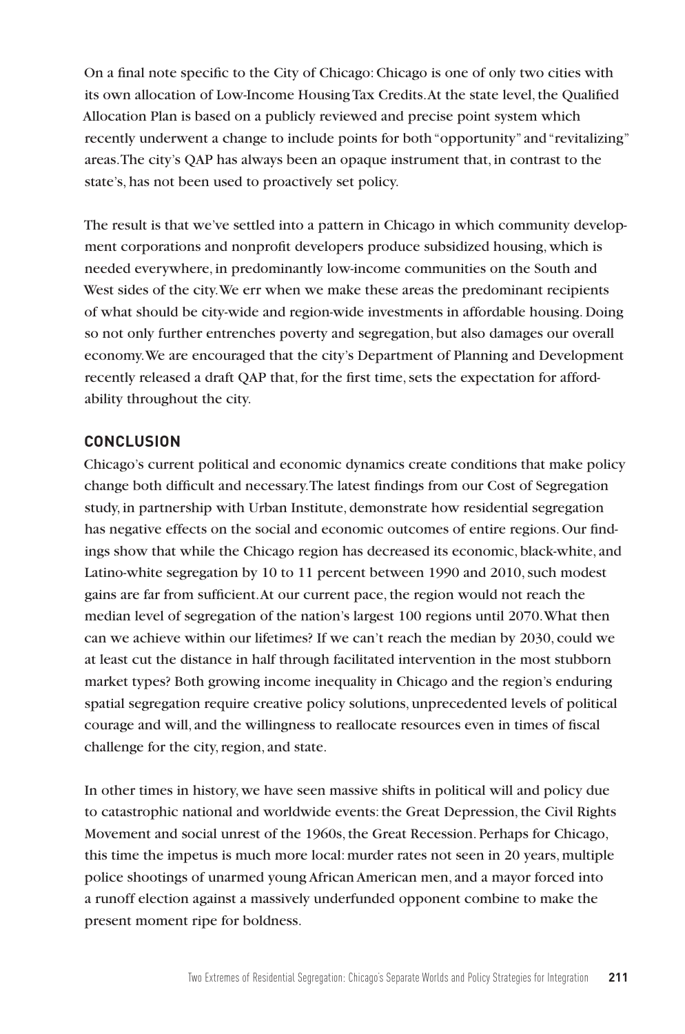On a final note specific to the City of Chicago: Chicago is one of only two cities with its own allocation of Low-Income Housing Tax Credits. At the state level, the Qualified Allocation Plan is based on a publicly reviewed and precise point system which recently underwent a change to include points for both "opportunity" and "revitalizing" areas. The city's QAP has always been an opaque instrument that, in contrast to the state's, has not been used to proactively set policy.

The result is that we've settled into a pattern in Chicago in which community development corporations and nonprofit developers produce subsidized housing, which is needed everywhere, in predominantly low-income communities on the South and West sides of the city. We err when we make these areas the predominant recipients of what should be city-wide and region-wide investments in affordable housing. Doing so not only further entrenches poverty and segregation, but also damages our overall economy. We are encouraged that the city's Department of Planning and Development recently released a draft QAP that, for the first time, sets the expectation for affordability throughout the city.

## CONCLUSION

Chicago's current political and economic dynamics create conditions that make policy change both difficult and necessary. The latest findings from our Cost of Segregation study, in partnership with Urban Institute, demonstrate how residential segregation has negative effects on the social and economic outcomes of entire regions. Our findings show that while the Chicago region has decreased its economic, black-white, and Latino-white segregation by 10 to 11 percent between 1990 and 2010, such modest gains are far from sufficient. At our current pace, the region would not reach the median level of segregation of the nation's largest 100 regions until 2070. What then can we achieve within our lifetimes? If we can't reach the median by 2030, could we at least cut the distance in half through facilitated intervention in the most stubborn market types? Both growing income inequality in Chicago and the region's enduring spatial segregation require creative policy solutions, unprecedented levels of political courage and will, and the willingness to reallocate resources even in times of fiscal challenge for the city, region, and state.

In other times in history, we have seen massive shifts in political will and policy due to catastrophic national and worldwide events: the Great Depression, the Civil Rights Movement and social unrest of the 1960s, the Great Recession. Perhaps for Chicago, this time the impetus is much more local: murder rates not seen in 20 years, multiple police shootings of unarmed young African American men, and a mayor forced into a runoff election against a massively underfunded opponent combine to make the present moment ripe for boldness.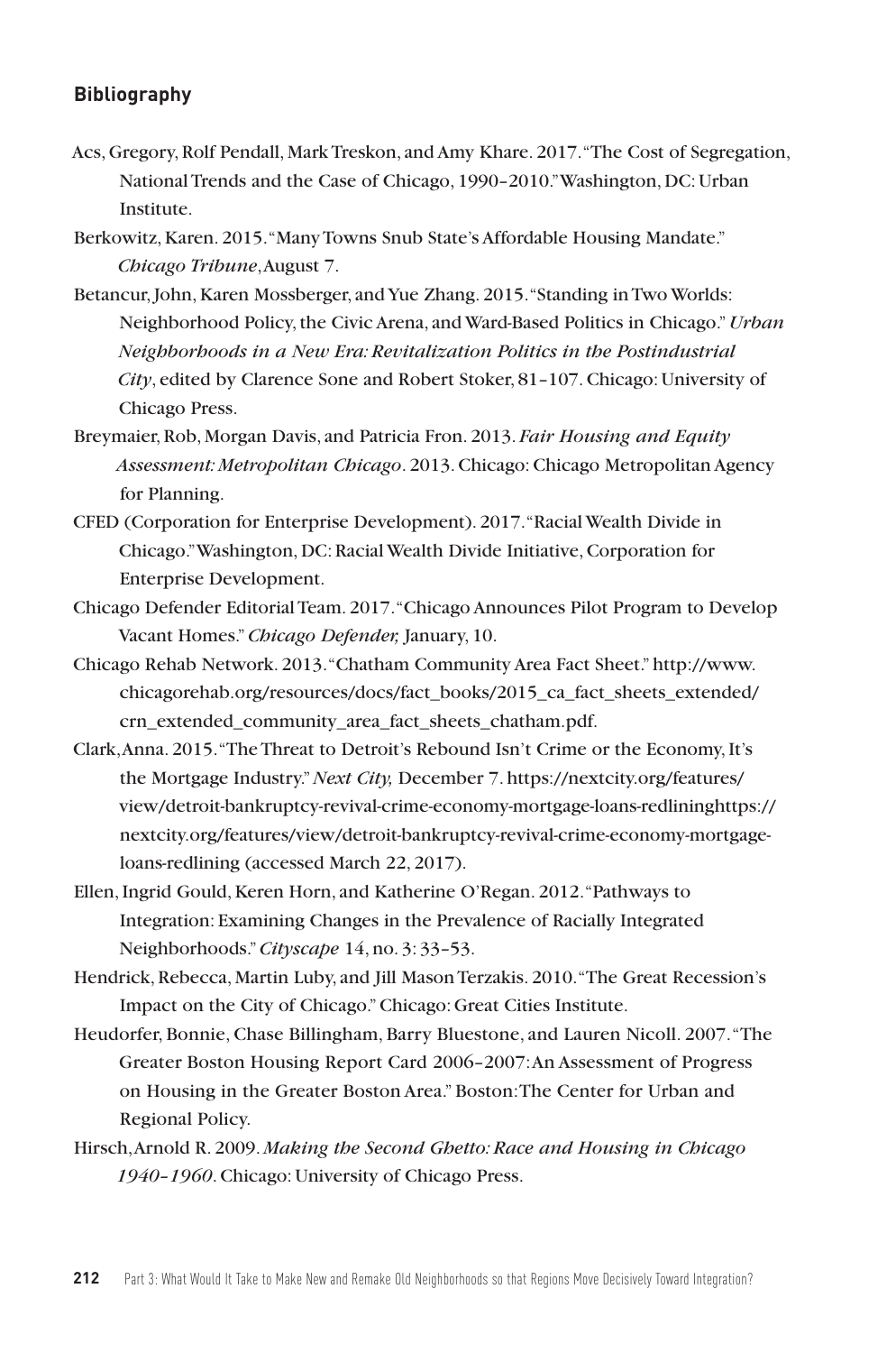## Bibliography

Acs, Gregory, Rolf Pendall, Mark Treskon, and Amy Khare. 2017. "The Cost of Segregation, National Trends and the Case of Chicago, 1990–2010." Washington, DC: Urban Institute.

Berkowitz, Karen. 2015. "Many Towns Snub State's Affordable Housing Mandate." *Chicago Tribune*, August 7.

Betancur, John, Karen Mossberger, and Yue Zhang. 2015. "Standing in Two Worlds: Neighborhood Policy, the Civic Arena, and Ward-Based Politics in Chicago." *Urban Neighborhoods in a New Era: Revitalization Politics in the Postindustrial City*, edited by Clarence Sone and Robert Stoker, 81–107. Chicago: University of Chicago Press.

Breymaier, Rob, Morgan Davis, and Patricia Fron. 2013. *Fair Housing and Equity Assessment: Metropolitan Chicago*. 2013. Chicago: Chicago Metropolitan Agency for Planning.

CFED (Corporation for Enterprise Development). 2017. "Racial Wealth Divide in Chicago." Washington, DC: Racial Wealth Divide Initiative, Corporation for Enterprise Development.

Chicago Defender Editorial Team. 2017. "Chicago Announces Pilot Program to Develop Vacant Homes." *Chicago Defender,* January, 10.

Chicago Rehab Network. 2013. "Chatham Community Area Fact Sheet." http://www.chicagorehab.org/resources/docs/fact_books/2015_ca_fact_sheets_extended/crn_extended_community_area_fact_sheets_chatham.pdf.

Clark, Anna. 2015. "The Threat to Detroit's Rebound Isn't Crime or the Economy, It's the Mortgage Industry." *Next City,* December 7. https://nextcity.org/features/view/detroit-bankruptcy-revival-crime-economy-mortgage-loans-redlininghttps://nextcity.org/features/view/detroit-bankruptcy-revival-crime-economy-mortgage-loans-redlining (accessed March 22, 2017).

Ellen, Ingrid Gould, Keren Horn, and Katherine O'Regan. 2012. "Pathways to Integration: Examining Changes in the Prevalence of Racially Integrated Neighborhoods." *Cityscape* 14, no. 3: 33–53.

Hendrick, Rebecca, Martin Luby, and Jill Mason Terzakis. 2010. "The Great Recession's Impact on the City of Chicago." Chicago: Great Cities Institute.

Heudorfer, Bonnie, Chase Billingham, Barry Bluestone, and Lauren Nicoll. 2007. "The Greater Boston Housing Report Card 2006–2007: An Assessment of Progress on Housing in the Greater Boston Area." Boston: The Center for Urban and Regional Policy.

Hirsch, Arnold R. 2009. *Making the Second Ghetto: Race and Housing in Chicago 1940–1960*. Chicago: University of Chicago Press.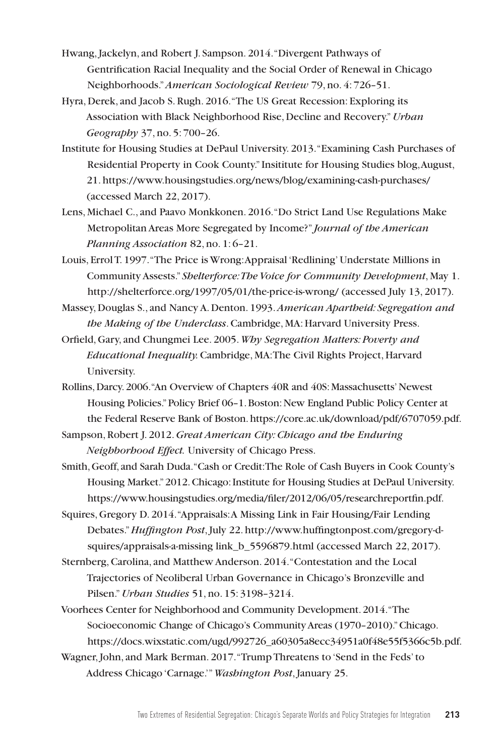Hwang, Jackelyn, and Robert J. Sampson. 2014. "Divergent Pathways of Gentrification Racial Inequality and the Social Order of Renewal in Chicago Neighborhoods." *American Sociological Review* 79, no. 4: 726–51.

Hyra, Derek, and Jacob S. Rugh. 2016. "The US Great Recession: Exploring its Association with Black Neighborhood Rise, Decline and Recovery." *Urban Geography* 37, no. 5: 700–26.

Institute for Housing Studies at DePaul University. 2013. "Examining Cash Purchases of Residential Property in Cook County." Insititute for Housing Studies blog, August, 21. https://www.housingstudies.org/news/blog/examining-cash-purchases/ (accessed March 22, 2017).

Lens, Michael C., and Paavo Monkkonen. 2016. "Do Strict Land Use Regulations Make Metropolitan Areas More Segregated by Income?" *Journal of the American Planning Association* 82, no. 1: 6–21.

Louis, Errol T. 1997. "The Price is Wrong: Appraisal 'Redlining' Understate Millions in Community Assests." *Shelterforce: The Voice for Community Development*, May 1. http://shelterforce.org/1997/05/01/the-price-is-wrong/ (accessed July 13, 2017).

Massey, Douglas S., and Nancy A. Denton. 1993. *American Apartheid: Segregation and the Making of the Underclass*. Cambridge, MA: Harvard University Press.

Orfield, Gary, and Chungmei Lee. 2005. *Why Segregation Matters: Poverty and Educational Inequality.* Cambridge, MA: The Civil Rights Project, Harvard University.

Rollins, Darcy. 2006. "An Overview of Chapters 40R and 40S: Massachusetts' Newest Housing Policies." Policy Brief 06–1. Boston: New England Public Policy Center at the Federal Reserve Bank of Boston. https://core.ac.uk/download/pdf/6707059.pdf.

Sampson, Robert J. 2012. *Great American City: Chicago and the Enduring Neighborhood Effect.* University of Chicago Press.

Smith, Geoff, and Sarah Duda. "Cash or Credit: The Role of Cash Buyers in Cook County's Housing Market." 2012. Chicago: Institute for Housing Studies at DePaul University. https://www.housingstudies.org/media/filer/2012/06/05/researchreportfin.pdf.

Squires, Gregory D. 2014. "Appraisals: A Missing Link in Fair Housing/Fair Lending Debates." *Huffington Post*, July 22. http://www.huffingtonpost.com/gregory-d-squires/appraisals-a-missing link_b_5596879.html (accessed March 22, 2017).

Sternberg, Carolina, and Matthew Anderson. 2014. "Contestation and the Local Trajectories of Neoliberal Urban Governance in Chicago's Bronzeville and Pilsen." *Urban Studies* 51, no. 15: 3198–3214.

Voorhees Center for Neighborhood and Community Development. 2014. "The Socioeconomic Change of Chicago's Community Areas (1970–2010)." Chicago. https://docs.wixstatic.com/ugd/992726_a60305a8ecc34951a0f48e55f5366c5b.pdf.

Wagner, John, and Mark Berman. 2017. "Trump Threatens to 'Send in the Feds' to Address Chicago 'Carnage.'" *Washington Post*, January 25.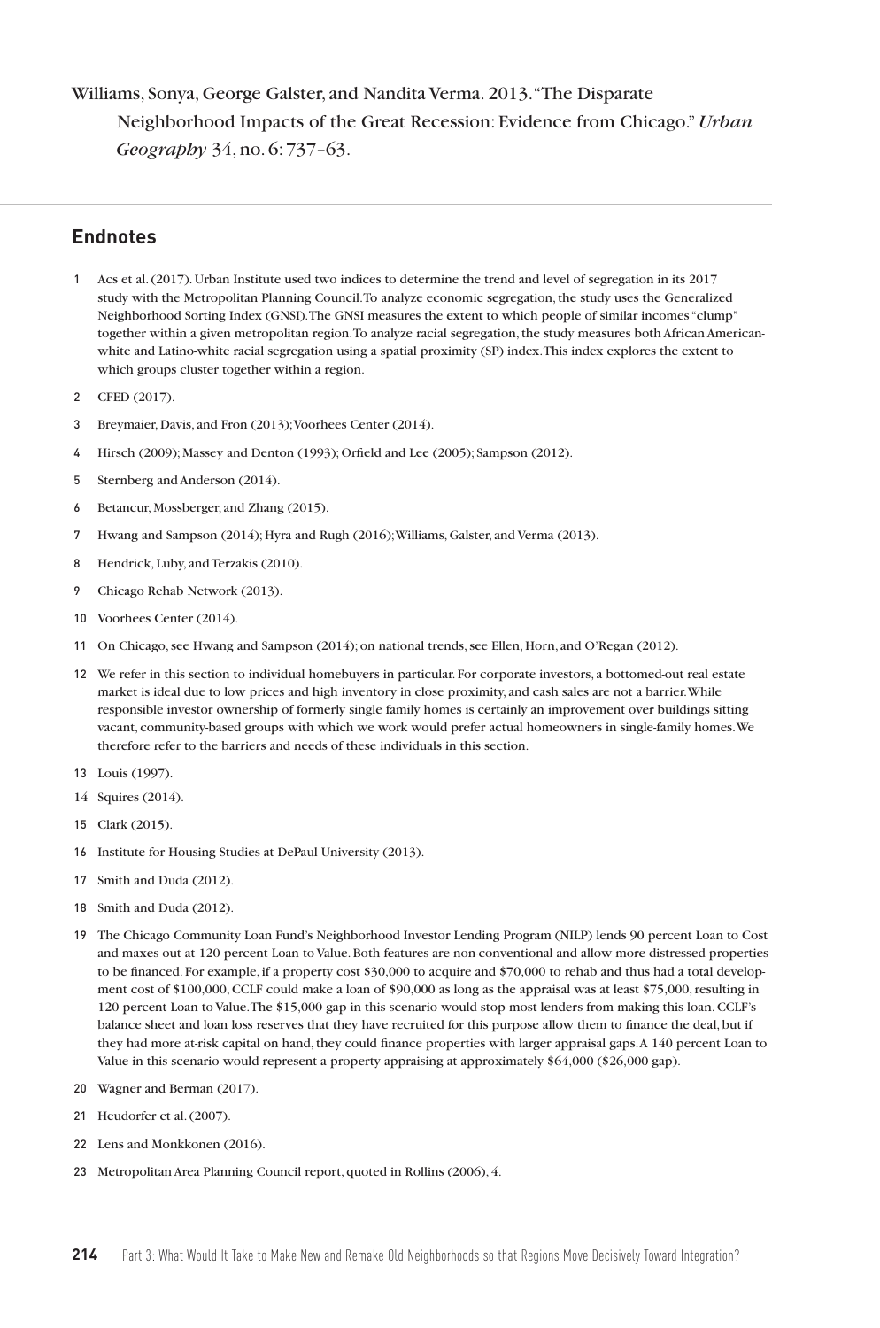Williams, Sonya, George Galster, and Nandita Verma. 2013. "The Disparate Neighborhood Impacts of the Great Recession: Evidence from Chicago." *Urban Geography* 34, no. 6: 737–63.

## Endnotes

1 Acs et al. (2017). Urban Institute used two indices to determine the trend and level of segregation in its 2017 study with the Metropolitan Planning Council. To analyze economic segregation, the study uses the Generalized Neighborhood Sorting Index (GNSI). The GNSI measures the extent to which people of similar incomes "clump" together within a given metropolitan region. To analyze racial segregation, the study measures both African American-white and Latino-white racial segregation using a spatial proximity (SP) index. This index explores the extent to which groups cluster together within a region.

2 CFED (2017).

3 Breymaier, Davis, and Fron (2013); Voorhees Center (2014).

4 Hirsch (2009); Massey and Denton (1993); Orfield and Lee (2005); Sampson (2012).

5 Sternberg and Anderson (2014).

6 Betancur, Mossberger, and Zhang (2015).

7 Hwang and Sampson (2014); Hyra and Rugh (2016); Williams, Galster, and Verma (2013).

8 Hendrick, Luby, and Terzakis (2010).

9 Chicago Rehab Network (2013).

10 Voorhees Center (2014).

11 On Chicago, see Hwang and Sampson (2014); on national trends, see Ellen, Horn, and O'Regan (2012).

12 We refer in this section to individual homebuyers in particular. For corporate investors, a bottomed-out real estate market is ideal due to low prices and high inventory in close proximity, and cash sales are not a barrier. While responsible investor ownership of formerly single family homes is certainly an improvement over buildings sitting vacant, community-based groups with which we work would prefer actual homeowners in single-family homes. We therefore refer to the barriers and needs of these individuals in this section.

13 Louis (1997).

14 Squires (2014).

15 Clark (2015).

16 Institute for Housing Studies at DePaul University (2013).

17 Smith and Duda (2012).

18 Smith and Duda (2012).

19 The Chicago Community Loan Fund's Neighborhood Investor Lending Program (NILP) lends 90 percent Loan to Cost and maxes out at 120 percent Loan to Value. Both features are non-conventional and allow more distressed properties to be financed. For example, if a property cost $30,000 to acquire and $70,000 to rehab and thus had a total development cost of $100,000, CCLF could make a loan of $90,000 as long as the appraisal was at least $75,000, resulting in 120 percent Loan to Value. The $15,000 gap in this scenario would stop most lenders from making this loan. CCLF's balance sheet and loan loss reserves that they have recruited for this purpose allow them to finance the deal, but if they had more at-risk capital on hand, they could finance properties with larger appraisal gaps. A 140 percent Loan to Value in this scenario would represent a property appraising at approximately $64,000 ($26,000 gap).

20 Wagner and Berman (2017).

21 Heudorfer et al. (2007).

22 Lens and Monkkonen (2016).

23 Metropolitan Area Planning Council report, quoted in Rollins (2006), 4.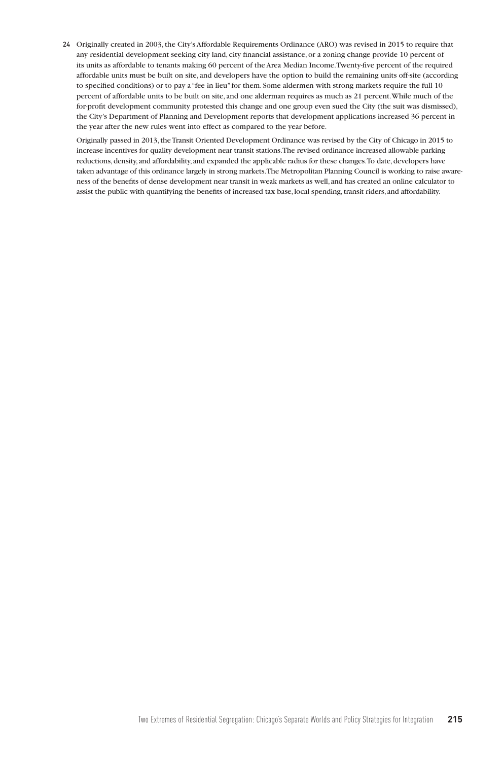24 Originally created in 2003, the City's Affordable Requirements Ordinance (ARO) was revised in 2015 to require that any residential development seeking city land, city financial assistance, or a zoning change provide 10 percent of its units as affordable to tenants making 60 percent of the Area Median Income. Twenty-five percent of the required affordable units must be built on site, and developers have the option to build the remaining units off-site (according to specified conditions) or to pay a "fee in lieu" for them. Some aldermen with strong markets require the full 10 percent of affordable units to be built on site, and one alderman requires as much as 21 percent. While much of the for-profit development community protested this change and one group even sued the City (the suit was dismissed), the City's Department of Planning and Development reports that development applications increased 36 percent in the year after the new rules went into effect as compared to the year before.

Originally passed in 2013, the Transit Oriented Development Ordinance was revised by the City of Chicago in 2015 to increase incentives for quality development near transit stations. The revised ordinance increased allowable parking reductions, density, and affordability, and expanded the applicable radius for these changes. To date, developers have taken advantage of this ordinance largely in strong markets. The Metropolitan Planning Council is working to raise awareness of the benefits of dense development near transit in weak markets as well, and has created an online calculator to assist the public with quantifying the benefits of increased tax base, local spending, transit riders, and affordability.